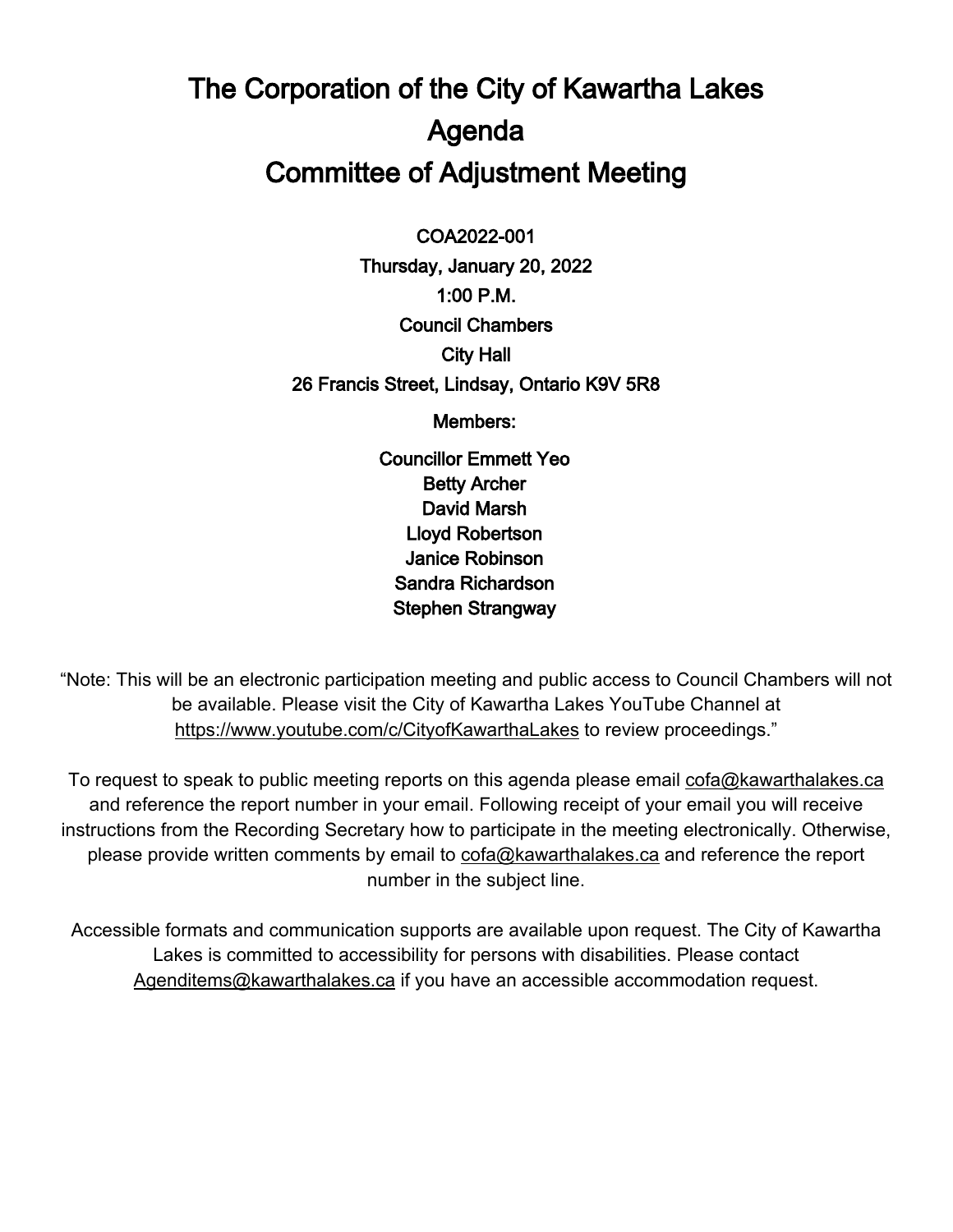# The Corporation of the City of Kawartha Lakes
# Agenda
# Committee of Adjustment Meeting

**COA2022-001**

**Thursday, January 20, 2022**

**1:00 P.M.**

**Council Chambers**

**City Hall**

**26 Francis Street, Lindsay, Ontario K9V 5R8**

**Members:**

**Councillor Emmett Yeo**
**Betty Archer**
**David Marsh**
**Lloyd Robertson**
**Janice Robinson**
**Sandra Richardson**
**Stephen Strangway**

"Note: This will be an electronic participation meeting and public access to Council Chambers will not be available. Please visit the City of Kawartha Lakes YouTube Channel at https://www.youtube.com/c/CityofKawarthaLakes to review proceedings."

To request to speak to public meeting reports on this agenda please email cofa@kawarthalakes.ca and reference the report number in your email. Following receipt of your email you will receive instructions from the Recording Secretary how to participate in the meeting electronically. Otherwise, please provide written comments by email to cofa@kawarthalakes.ca and reference the report number in the subject line.

Accessible formats and communication supports are available upon request. The City of Kawartha Lakes is committed to accessibility for persons with disabilities. Please contact Agenditems@kawarthalakes.ca if you have an accessible accommodation request.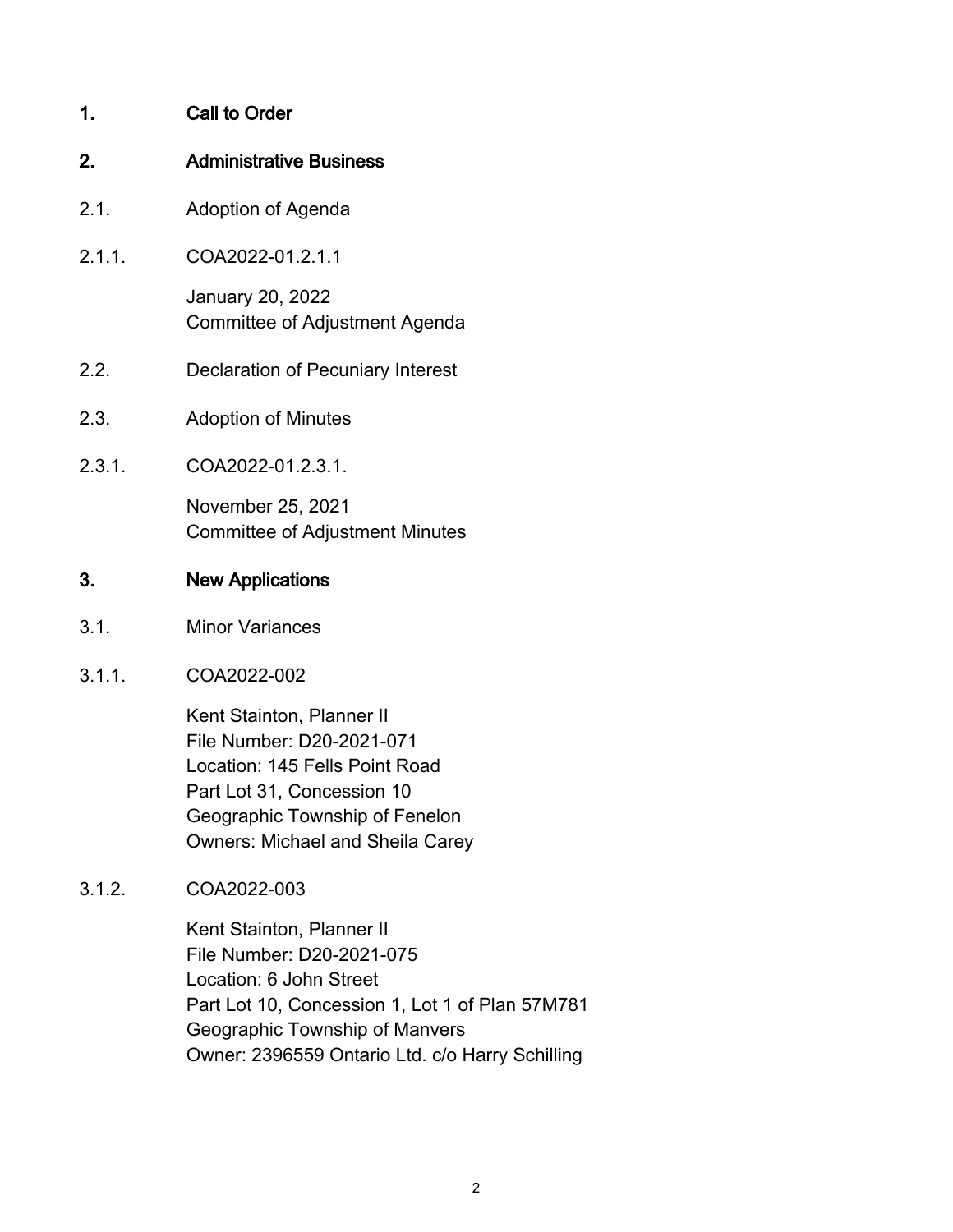## 1. Call to Order

## 2. Administrative Business

2.1. Adoption of Agenda

2.1.1. COA2022-01.2.1.1

January 20, 2022
Committee of Adjustment Agenda

2.2. Declaration of Pecuniary Interest

2.3. Adoption of Minutes

2.3.1. COA2022-01.2.3.1.

November 25, 2021
Committee of Adjustment Minutes

## 3. New Applications

3.1. Minor Variances

3.1.1. COA2022-002

Kent Stainton, Planner II
File Number: D20-2021-071
Location: 145 Fells Point Road
Part Lot 31, Concession 10
Geographic Township of Fenelon
Owners: Michael and Sheila Carey

3.1.2. COA2022-003

Kent Stainton, Planner II
File Number: D20-2021-075
Location: 6 John Street
Part Lot 10, Concession 1, Lot 1 of Plan 57M781
Geographic Township of Manvers
Owner: 2396559 Ontario Ltd. c/o Harry Schilling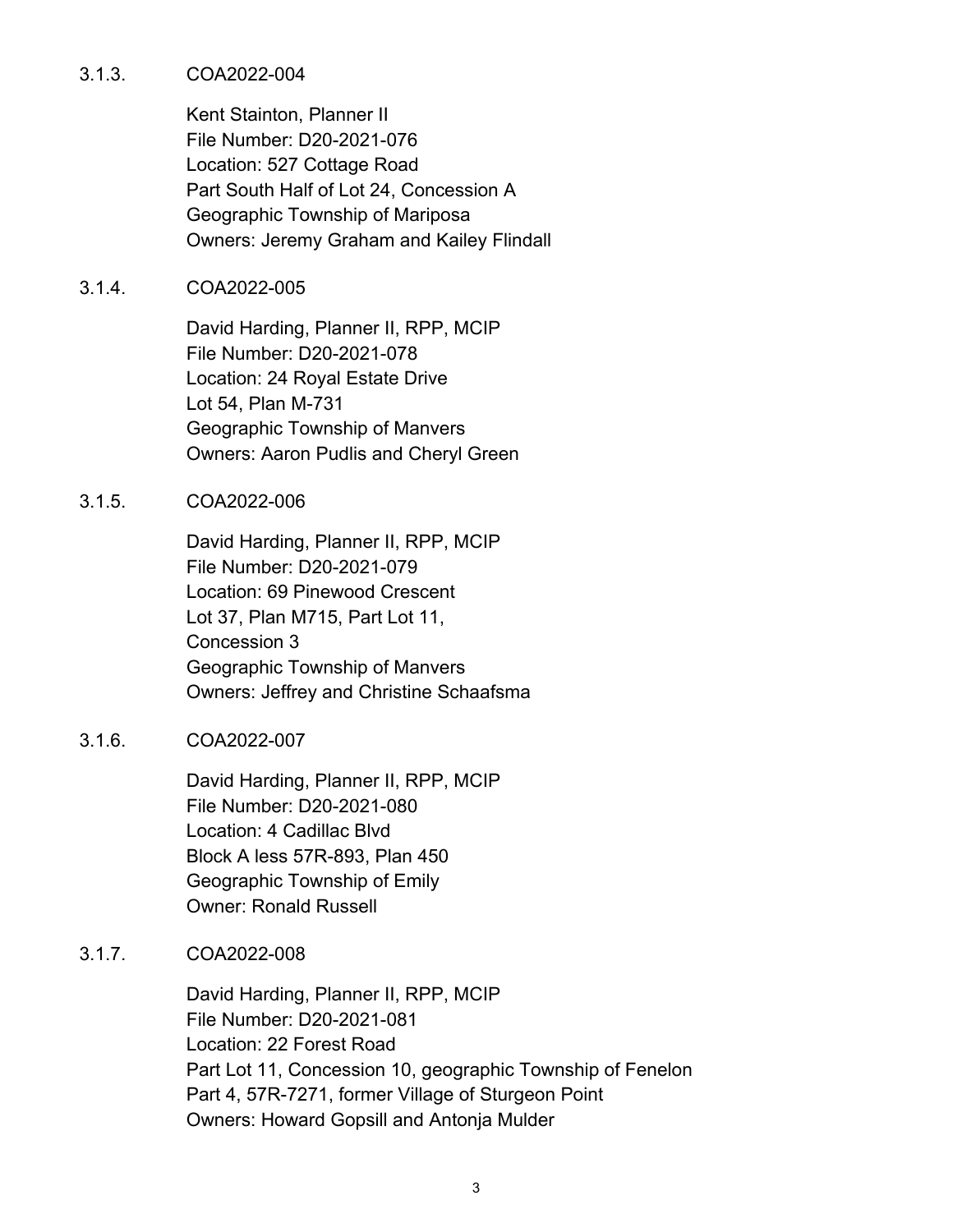3.1.3. COA2022-004

Kent Stainton, Planner II
File Number: D20-2021-076
Location: 527 Cottage Road
Part South Half of Lot 24, Concession A
Geographic Township of Mariposa
Owners: Jeremy Graham and Kailey Flindall

3.1.4. COA2022-005

David Harding, Planner II, RPP, MCIP
File Number: D20-2021-078
Location: 24 Royal Estate Drive
Lot 54, Plan M-731
Geographic Township of Manvers
Owners: Aaron Pudlis and Cheryl Green

3.1.5. COA2022-006

David Harding, Planner II, RPP, MCIP
File Number: D20-2021-079
Location: 69 Pinewood Crescent
Lot 37, Plan M715, Part Lot 11,
Concession 3
Geographic Township of Manvers
Owners: Jeffrey and Christine Schaafsma

3.1.6. COA2022-007

David Harding, Planner II, RPP, MCIP
File Number: D20-2021-080
Location: 4 Cadillac Blvd
Block A less 57R-893, Plan 450
Geographic Township of Emily
Owner: Ronald Russell

3.1.7. COA2022-008

David Harding, Planner II, RPP, MCIP
File Number: D20-2021-081
Location: 22 Forest Road
Part Lot 11, Concession 10, geographic Township of Fenelon
Part 4, 57R-7271, former Village of Sturgeon Point
Owners: Howard Gopsill and Antonja Mulder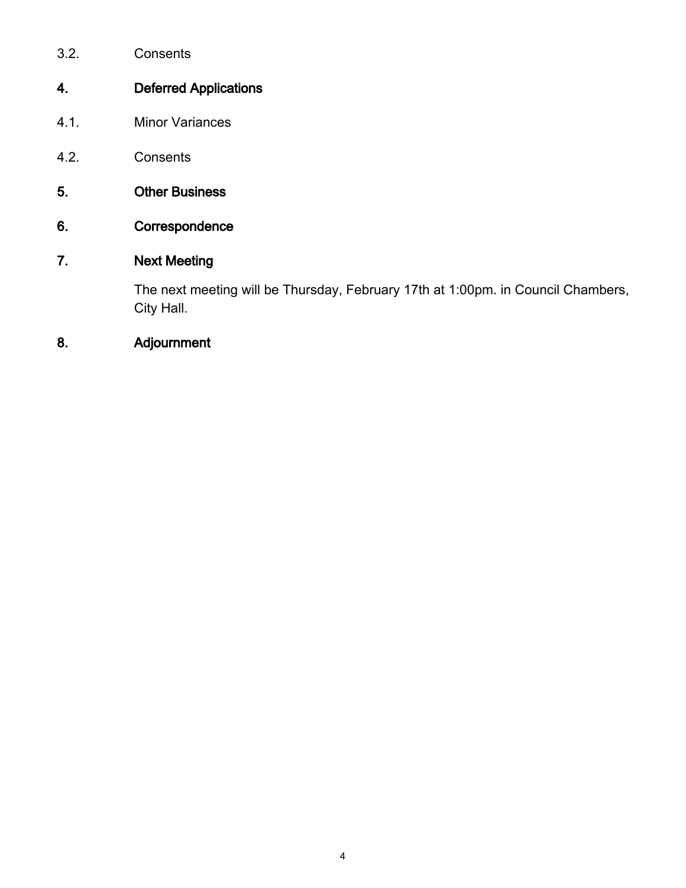3.2. Consents

## 4. Deferred Applications

4.1. Minor Variances

4.2. Consents

## 5. Other Business

## 6. Correspondence

## 7. Next Meeting

The next meeting will be Thursday, February 17th at 1:00pm. in Council Chambers, City Hall.

## 8. Adjournment